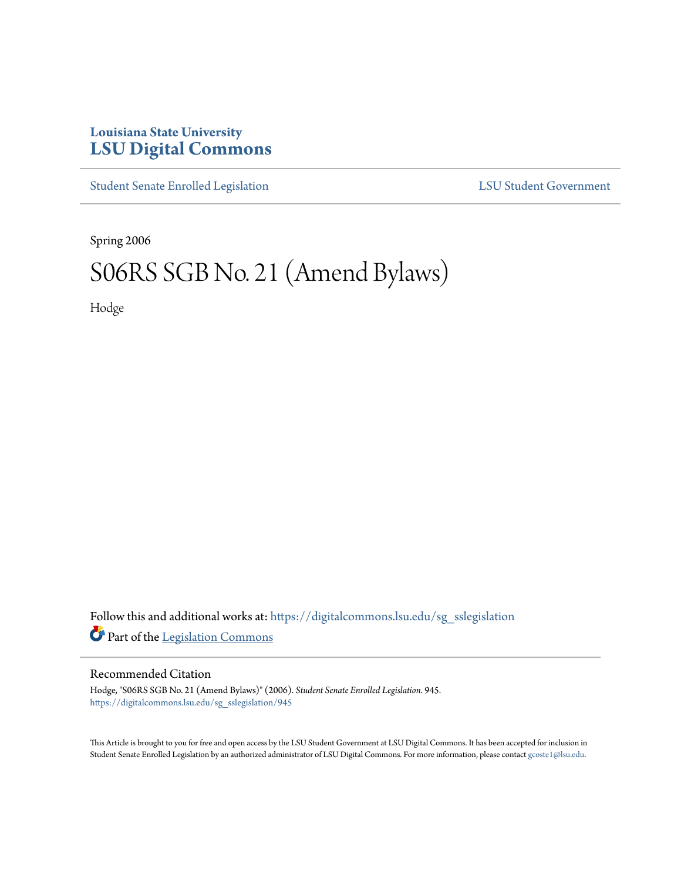Louisiana State University
# LSU Digital Commons

Student Senate Enrolled Legislation | LSU Student Government

Spring 2006

# S06RS SGB No. 21 (Amend Bylaws)

Hodge

Follow this and additional works at: https://digitalcommons.lsu.edu/sg_sslegislation

Part of the Legislation Commons

## Recommended Citation

Hodge, "S06RS SGB No. 21 (Amend Bylaws)" (2006). *Student Senate Enrolled Legislation*. 945.
https://digitalcommons.lsu.edu/sg_sslegislation/945

This Article is brought to you for free and open access by the LSU Student Government at LSU Digital Commons. It has been accepted for inclusion in Student Senate Enrolled Legislation by an authorized administrator of LSU Digital Commons. For more information, please contact gcoste1@lsu.edu.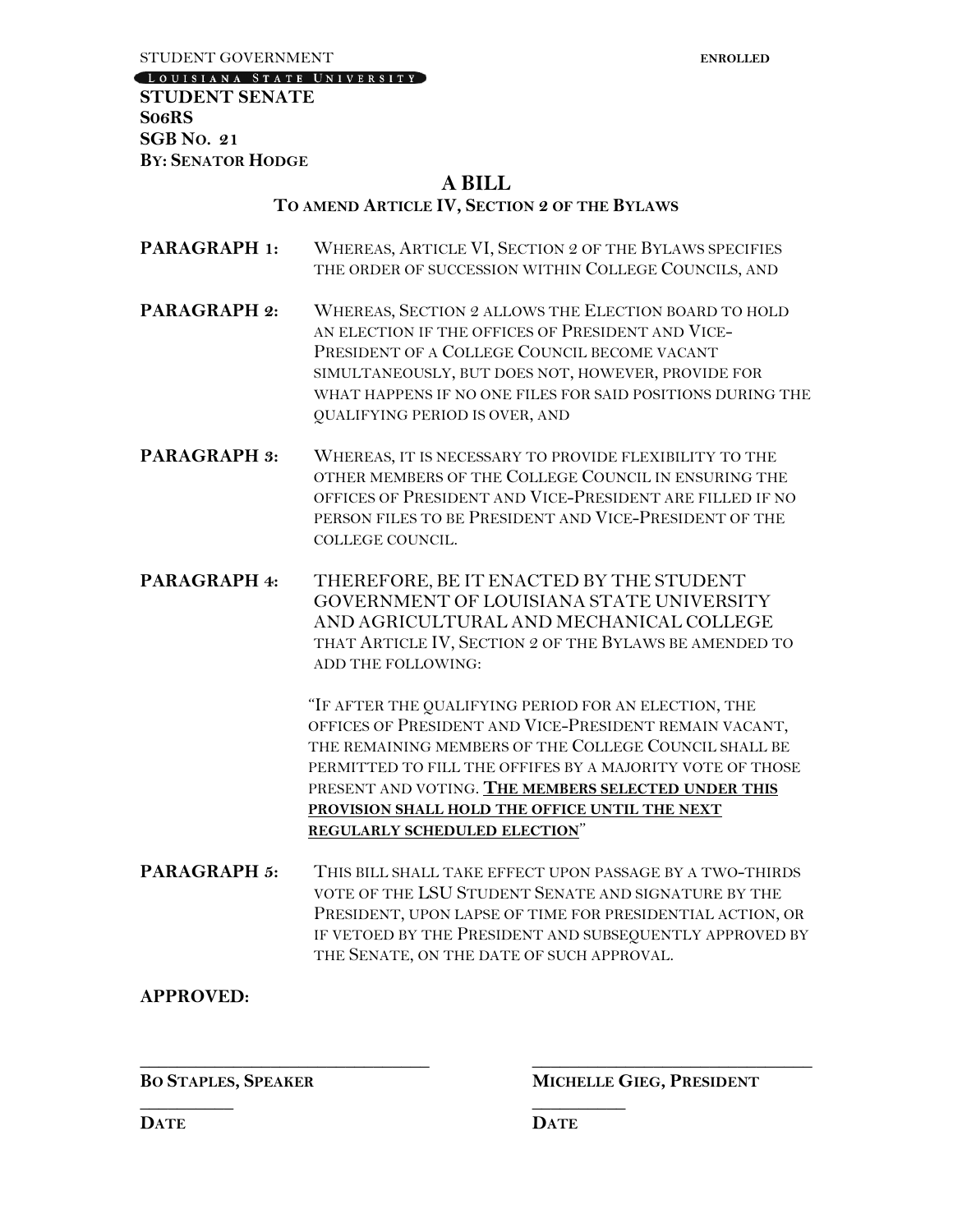STUDENT GOVERNMENT **ENROLLED**

LOUISIANA STATE UNIVERSITY

**STUDENT SENATE**
**S06RS**
**SGB NO. 21**
**BY: SENATOR HODGE**

# A BILL

## TO AMEND ARTICLE IV, SECTION 2 OF THE BYLAWS

**PARAGRAPH 1:** WHEREAS, ARTICLE VI, SECTION 2 OF THE BYLAWS SPECIFIES THE ORDER OF SUCCESSION WITHIN COLLEGE COUNCILS, AND

**PARAGRAPH 2:** WHEREAS, SECTION 2 ALLOWS THE ELECTION BOARD TO HOLD AN ELECTION IF THE OFFICES OF PRESIDENT AND VICE-PRESIDENT OF A COLLEGE COUNCIL BECOME VACANT SIMULTANEOUSLY, BUT DOES NOT, HOWEVER, PROVIDE FOR WHAT HAPPENS IF NO ONE FILES FOR SAID POSITIONS DURING THE QUALIFYING PERIOD IS OVER, AND

**PARAGRAPH 3:** WHEREAS, IT IS NECESSARY TO PROVIDE FLEXIBILITY TO THE OTHER MEMBERS OF THE COLLEGE COUNCIL IN ENSURING THE OFFICES OF PRESIDENT AND VICE-PRESIDENT ARE FILLED IF NO PERSON FILES TO BE PRESIDENT AND VICE-PRESIDENT OF THE COLLEGE COUNCIL.

**PARAGRAPH 4:** THEREFORE, BE IT ENACTED BY THE STUDENT GOVERNMENT OF LOUISIANA STATE UNIVERSITY AND AGRICULTURAL AND MECHANICAL COLLEGE THAT ARTICLE IV, SECTION 2 OF THE BYLAWS BE AMENDED TO ADD THE FOLLOWING:

"IF AFTER THE QUALIFYING PERIOD FOR AN ELECTION, THE OFFICES OF PRESIDENT AND VICE-PRESIDENT REMAIN VACANT, THE REMAINING MEMBERS OF THE COLLEGE COUNCIL SHALL BE PERMITTED TO FILL THE OFFIFES BY A MAJORITY VOTE OF THOSE PRESENT AND VOTING. **<u>THE MEMBERS SELECTED UNDER THIS PROVISION SHALL HOLD THE OFFICE UNTIL THE NEXT REGULARLY SCHEDULED ELECTION</u>**"

**PARAGRAPH 5:** THIS BILL SHALL TAKE EFFECT UPON PASSAGE BY A TWO-THIRDS VOTE OF THE LSU STUDENT SENATE AND SIGNATURE BY THE PRESIDENT, UPON LAPSE OF TIME FOR PRESIDENTIAL ACTION, OR IF VETOED BY THE PRESIDENT AND SUBSEQUENTLY APPROVED BY THE SENATE, ON THE DATE OF SUCH APPROVAL.

**APPROVED:**

______________________________
**BO STAPLES, SPEAKER**

__________
**DATE**

______________________________
**MICHELLE GIEG, PRESIDENT**

__________
**DATE**